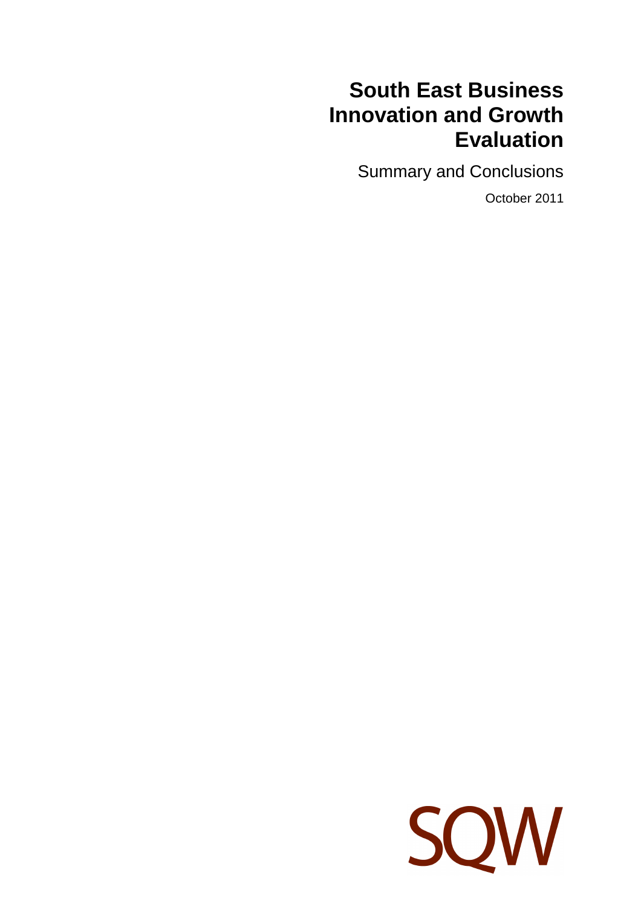# South East Business Innovation and Growth Evaluation

Summary and Conclusions

October 2011

SQW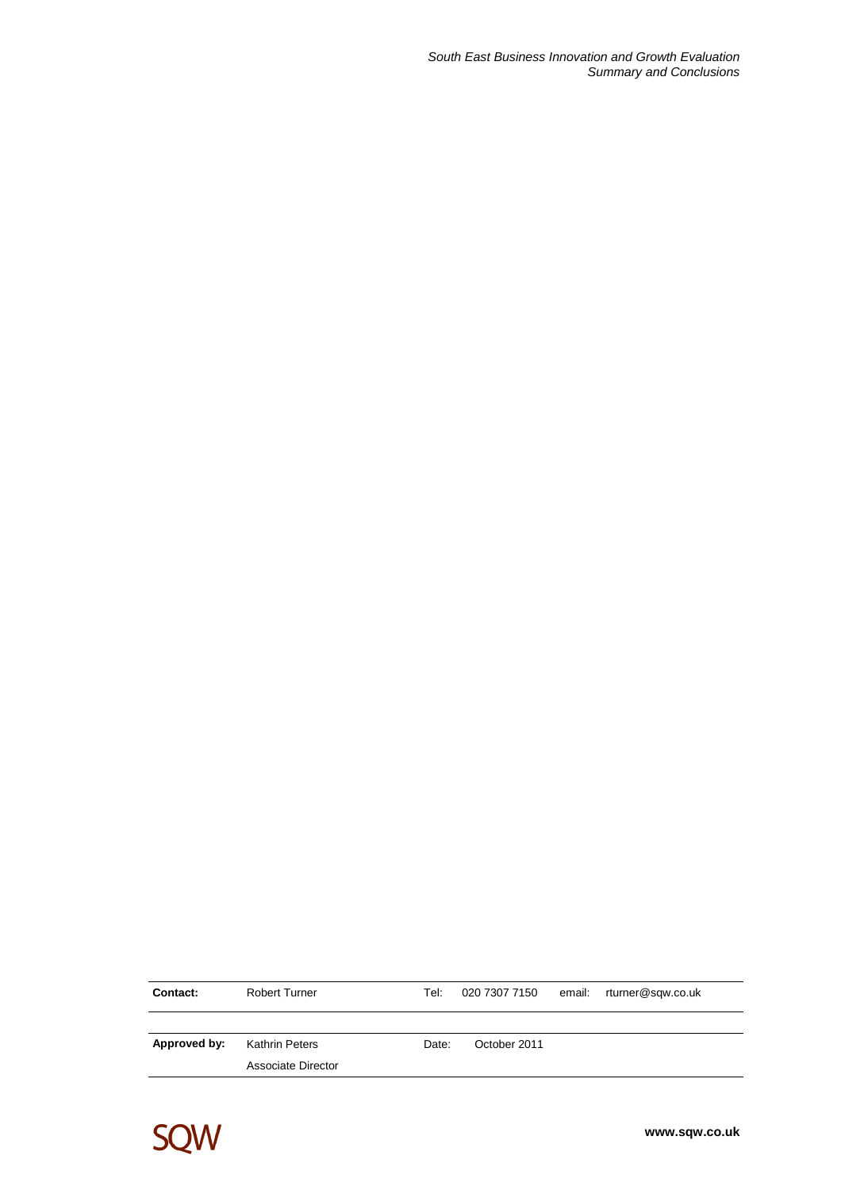| Contact: | Robert Turner | Tel: | 020 7307 7150 | email: | rturner@sqw.co.uk |
|---|---|---|---|---|---|
| Approved by: | Kathrin Peters<br>Associate Director | Date: | October 2011 | | |

SQW

www.sqw.co.uk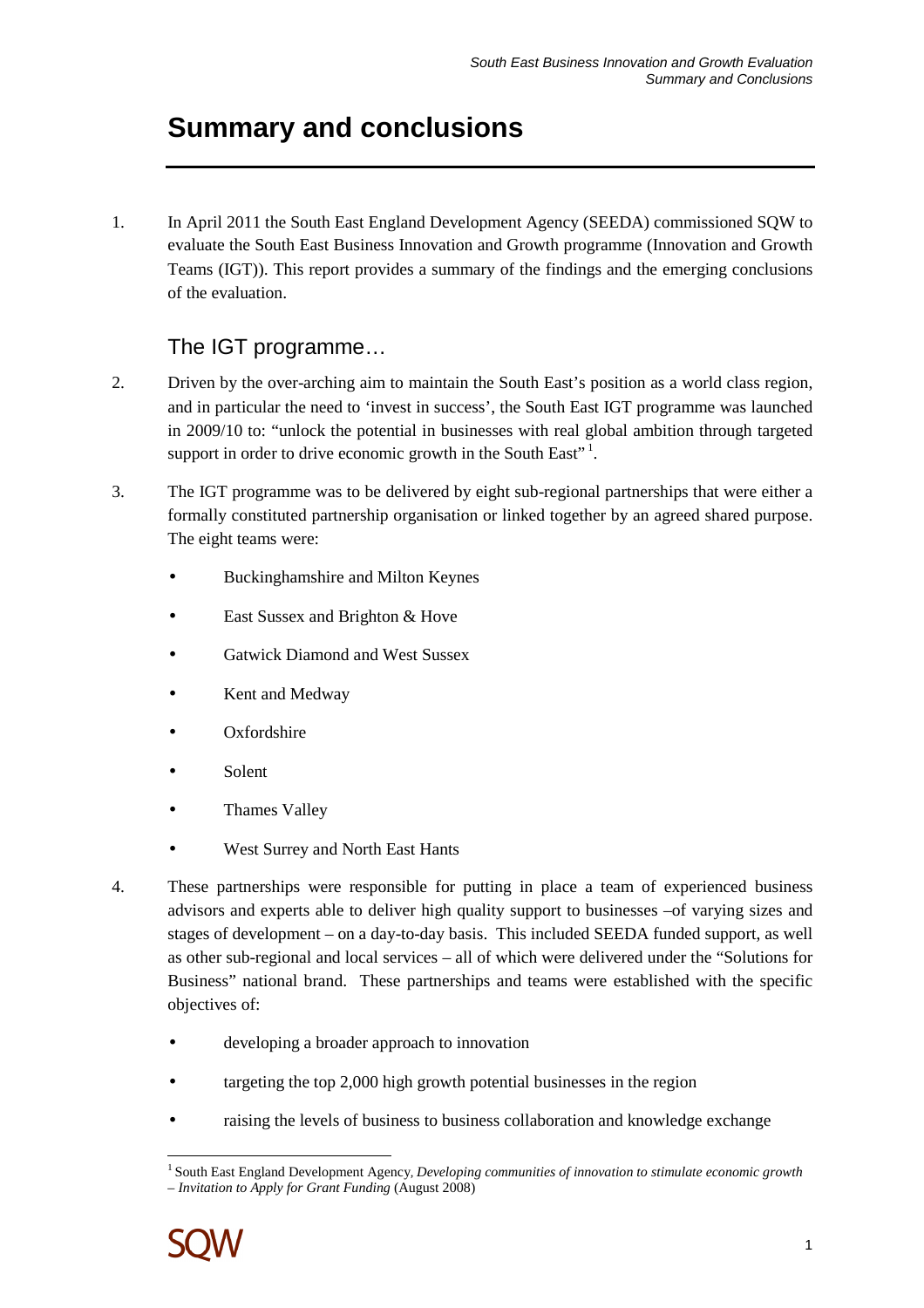# Summary and conclusions

1. In April 2011 the South East England Development Agency (SEEDA) commissioned SQW to evaluate the South East Business Innovation and Growth programme (Innovation and Growth Teams (IGT)). This report provides a summary of the findings and the emerging conclusions of the evaluation.

## The IGT programme…

2. Driven by the over-arching aim to maintain the South East's position as a world class region, and in particular the need to 'invest in success', the South East IGT programme was launched in 2009/10 to: "unlock the potential in businesses with real global ambition through targeted support in order to drive economic growth in the South East" [1].

3. The IGT programme was to be delivered by eight sub-regional partnerships that were either a formally constituted partnership organisation or linked together by an agreed shared purpose. The eight teams were:
   - Buckinghamshire and Milton Keynes
   - East Sussex and Brighton & Hove
   - Gatwick Diamond and West Sussex
   - Kent and Medway
   - Oxfordshire
   - Solent
   - Thames Valley
   - West Surrey and North East Hants

4. These partnerships were responsible for putting in place a team of experienced business advisors and experts able to deliver high quality support to businesses –of varying sizes and stages of development – on a day-to-day basis. This included SEEDA funded support, as well as other sub-regional and local services – all of which were delivered under the "Solutions for Business" national brand. These partnerships and teams were established with the specific objectives of:
   - developing a broader approach to innovation
   - targeting the top 2,000 high growth potential businesses in the region
   - raising the levels of business to business collaboration and knowledge exchange

[1] South East England Development Agency, *Developing communities of innovation to stimulate economic growth – Invitation to Apply for Grant Funding* (August 2008)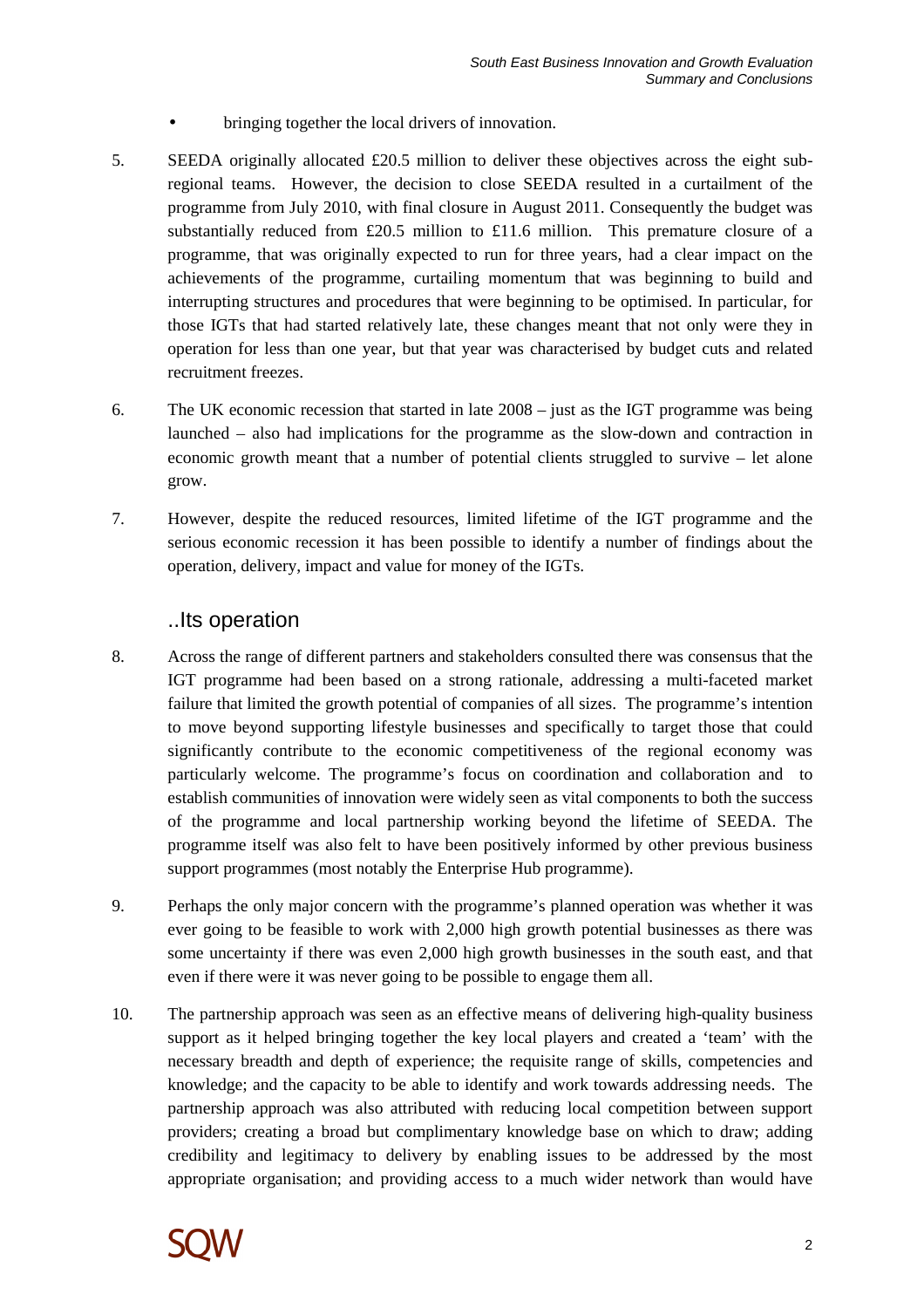- bringing together the local drivers of innovation.

5. SEEDA originally allocated £20.5 million to deliver these objectives across the eight sub-regional teams. However, the decision to close SEEDA resulted in a curtailment of the programme from July 2010, with final closure in August 2011. Consequently the budget was substantially reduced from £20.5 million to £11.6 million. This premature closure of a programme, that was originally expected to run for three years, had a clear impact on the achievements of the programme, curtailing momentum that was beginning to build and interrupting structures and procedures that were beginning to be optimised. In particular, for those IGTs that had started relatively late, these changes meant that not only were they in operation for less than one year, but that year was characterised by budget cuts and related recruitment freezes.

6. The UK economic recession that started in late 2008 – just as the IGT programme was being launched – also had implications for the programme as the slow-down and contraction in economic growth meant that a number of potential clients struggled to survive – let alone grow.

7. However, despite the reduced resources, limited lifetime of the IGT programme and the serious economic recession it has been possible to identify a number of findings about the operation, delivery, impact and value for money of the IGTs.

## ..Its operation

8. Across the range of different partners and stakeholders consulted there was consensus that the IGT programme had been based on a strong rationale, addressing a multi-faceted market failure that limited the growth potential of companies of all sizes. The programme's intention to move beyond supporting lifestyle businesses and specifically to target those that could significantly contribute to the economic competitiveness of the regional economy was particularly welcome. The programme's focus on coordination and collaboration and to establish communities of innovation were widely seen as vital components to both the success of the programme and local partnership working beyond the lifetime of SEEDA. The programme itself was also felt to have been positively informed by other previous business support programmes (most notably the Enterprise Hub programme).

9. Perhaps the only major concern with the programme's planned operation was whether it was ever going to be feasible to work with 2,000 high growth potential businesses as there was some uncertainty if there was even 2,000 high growth businesses in the south east, and that even if there were it was never going to be possible to engage them all.

10. The partnership approach was seen as an effective means of delivering high-quality business support as it helped bringing together the key local players and created a 'team' with the necessary breadth and depth of experience; the requisite range of skills, competencies and knowledge; and the capacity to be able to identify and work towards addressing needs. The partnership approach was also attributed with reducing local competition between support providers; creating a broad but complimentary knowledge base on which to draw; adding credibility and legitimacy to delivery by enabling issues to be addressed by the most appropriate organisation; and providing access to a much wider network than would have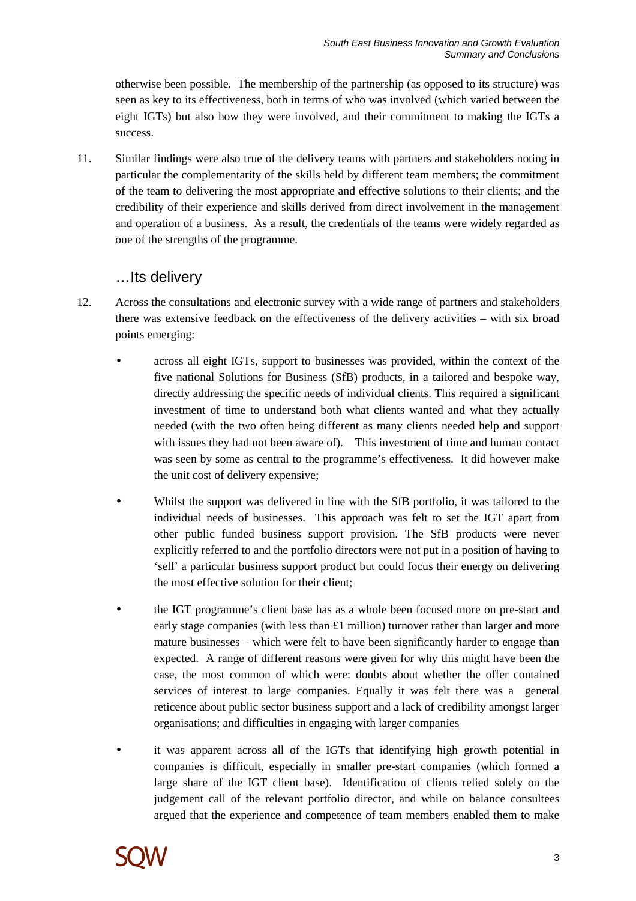otherwise been possible. The membership of the partnership (as opposed to its structure) was seen as key to its effectiveness, both in terms of who was involved (which varied between the eight IGTs) but also how they were involved, and their commitment to making the IGTs a success.

11. Similar findings were also true of the delivery teams with partners and stakeholders noting in particular the complementarity of the skills held by different team members; the commitment of the team to delivering the most appropriate and effective solutions to their clients; and the credibility of their experience and skills derived from direct involvement in the management and operation of a business. As a result, the credentials of the teams were widely regarded as one of the strengths of the programme.

## …Its delivery

12. Across the consultations and electronic survey with a wide range of partners and stakeholders there was extensive feedback on the effectiveness of the delivery activities – with six broad points emerging:

- across all eight IGTs, support to businesses was provided, within the context of the five national Solutions for Business (SfB) products, in a tailored and bespoke way, directly addressing the specific needs of individual clients. This required a significant investment of time to understand both what clients wanted and what they actually needed (with the two often being different as many clients needed help and support with issues they had not been aware of). This investment of time and human contact was seen by some as central to the programme's effectiveness. It did however make the unit cost of delivery expensive;

- Whilst the support was delivered in line with the SfB portfolio, it was tailored to the individual needs of businesses. This approach was felt to set the IGT apart from other public funded business support provision. The SfB products were never explicitly referred to and the portfolio directors were not put in a position of having to 'sell' a particular business support product but could focus their energy on delivering the most effective solution for their client;

- the IGT programme's client base has as a whole been focused more on pre-start and early stage companies (with less than £1 million) turnover rather than larger and more mature businesses – which were felt to have been significantly harder to engage than expected. A range of different reasons were given for why this might have been the case, the most common of which were: doubts about whether the offer contained services of interest to large companies. Equally it was felt there was a general reticence about public sector business support and a lack of credibility amongst larger organisations; and difficulties in engaging with larger companies

- it was apparent across all of the IGTs that identifying high growth potential in companies is difficult, especially in smaller pre-start companies (which formed a large share of the IGT client base). Identification of clients relied solely on the judgement call of the relevant portfolio director, and while on balance consultees argued that the experience and competence of team members enabled them to make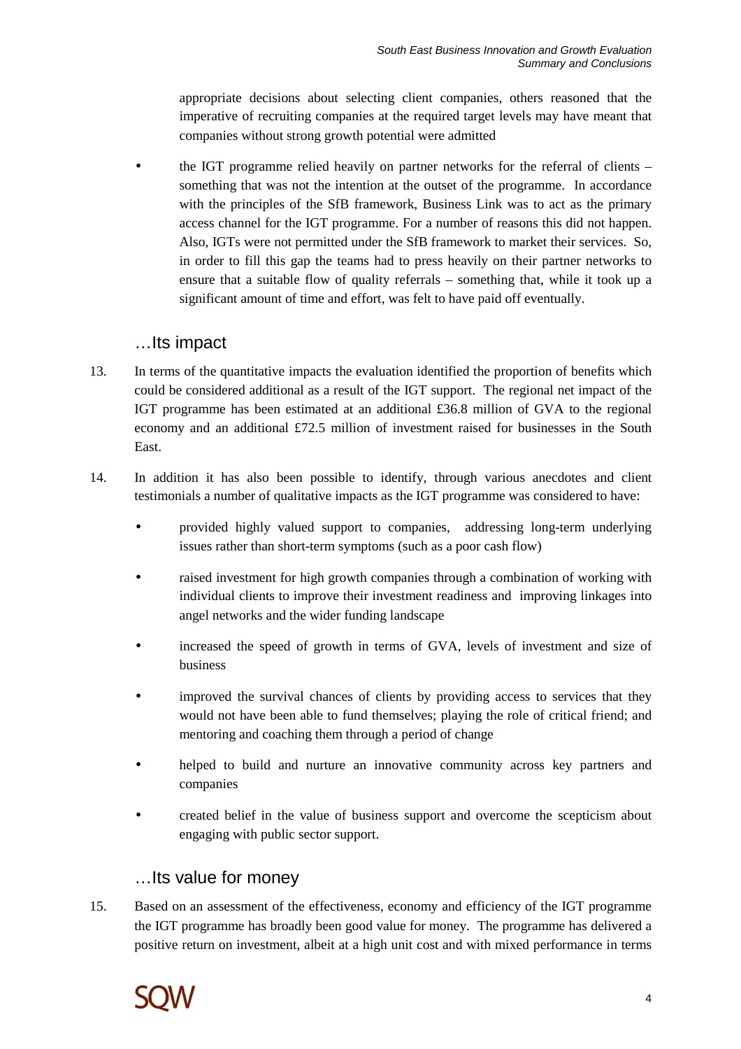appropriate decisions about selecting client companies, others reasoned that the imperative of recruiting companies at the required target levels may have meant that companies without strong growth potential were admitted

- the IGT programme relied heavily on partner networks for the referral of clients – something that was not the intention at the outset of the programme. In accordance with the principles of the SfB framework, Business Link was to act as the primary access channel for the IGT programme. For a number of reasons this did not happen. Also, IGTs were not permitted under the SfB framework to market their services. So, in order to fill this gap the teams had to press heavily on their partner networks to ensure that a suitable flow of quality referrals – something that, while it took up a significant amount of time and effort, was felt to have paid off eventually.

## …Its impact

13. In terms of the quantitative impacts the evaluation identified the proportion of benefits which could be considered additional as a result of the IGT support. The regional net impact of the IGT programme has been estimated at an additional £36.8 million of GVA to the regional economy and an additional £72.5 million of investment raised for businesses in the South East.

14. In addition it has also been possible to identify, through various anecdotes and client testimonials a number of qualitative impacts as the IGT programme was considered to have:

    - provided highly valued support to companies, addressing long-term underlying issues rather than short-term symptoms (such as a poor cash flow)
    - raised investment for high growth companies through a combination of working with individual clients to improve their investment readiness and improving linkages into angel networks and the wider funding landscape
    - increased the speed of growth in terms of GVA, levels of investment and size of business
    - improved the survival chances of clients by providing access to services that they would not have been able to fund themselves; playing the role of critical friend; and mentoring and coaching them through a period of change
    - helped to build and nurture an innovative community across key partners and companies
    - created belief in the value of business support and overcome the scepticism about engaging with public sector support.

## …Its value for money

15. Based on an assessment of the effectiveness, economy and efficiency of the IGT programme the IGT programme has broadly been good value for money. The programme has delivered a positive return on investment, albeit at a high unit cost and with mixed performance in terms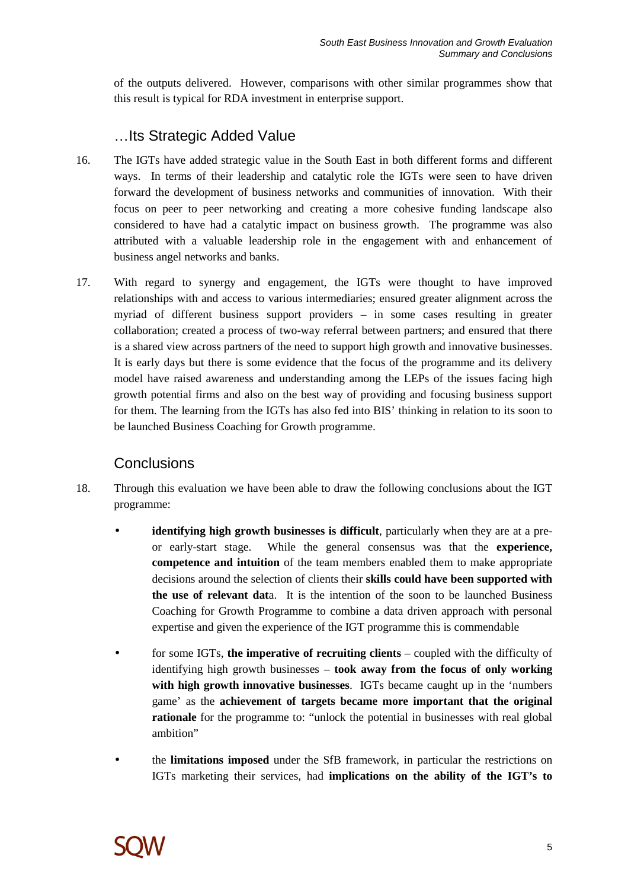of the outputs delivered. However, comparisons with other similar programmes show that this result is typical for RDA investment in enterprise support.

## …Its Strategic Added Value

16. The IGTs have added strategic value in the South East in both different forms and different ways. In terms of their leadership and catalytic role the IGTs were seen to have driven forward the development of business networks and communities of innovation. With their focus on peer to peer networking and creating a more cohesive funding landscape also considered to have had a catalytic impact on business growth. The programme was also attributed with a valuable leadership role in the engagement with and enhancement of business angel networks and banks.

17. With regard to synergy and engagement, the IGTs were thought to have improved relationships with and access to various intermediaries; ensured greater alignment across the myriad of different business support providers – in some cases resulting in greater collaboration; created a process of two-way referral between partners; and ensured that there is a shared view across partners of the need to support high growth and innovative businesses. It is early days but there is some evidence that the focus of the programme and its delivery model have raised awareness and understanding among the LEPs of the issues facing high growth potential firms and also on the best way of providing and focusing business support for them. The learning from the IGTs has also fed into BIS' thinking in relation to its soon to be launched Business Coaching for Growth programme.

## Conclusions

18. Through this evaluation we have been able to draw the following conclusions about the IGT programme:

   - **identifying high growth businesses is difficult**, particularly when they are at a pre- or early-start stage. While the general consensus was that the **experience, competence and intuition** of the team members enabled them to make appropriate decisions around the selection of clients their **skills could have been supported with the use of relevant dat**a. It is the intention of the soon to be launched Business Coaching for Growth Programme to combine a data driven approach with personal expertise and given the experience of the IGT programme this is commendable

   - for some IGTs, **the imperative of recruiting clients** – coupled with the difficulty of identifying high growth businesses – **took away from the focus of only working with high growth innovative businesses**. IGTs became caught up in the 'numbers game' as the **achievement of targets became more important that the original rationale** for the programme to: "unlock the potential in businesses with real global ambition"

   - the **limitations imposed** under the SfB framework, in particular the restrictions on IGTs marketing their services, had **implications on the ability of the IGT's to**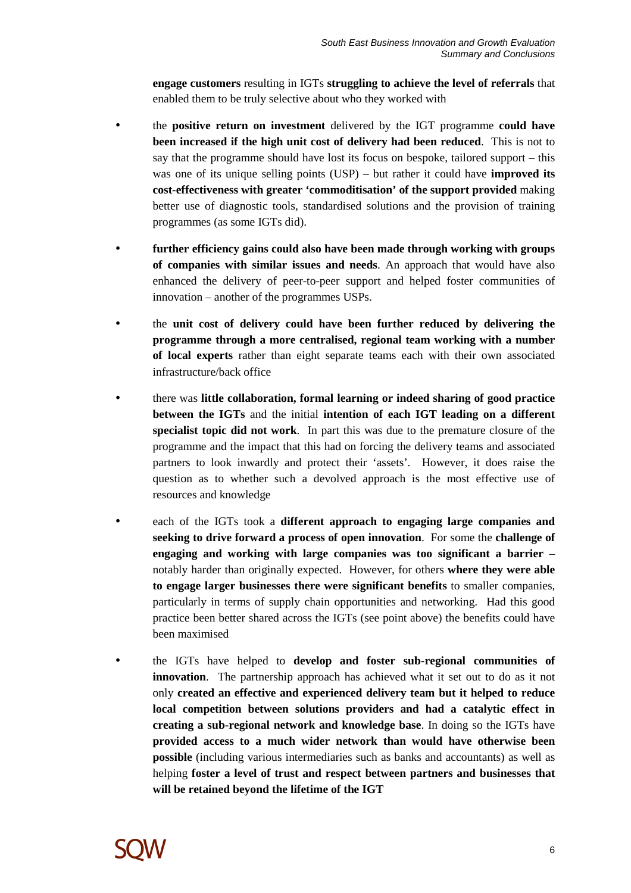**engage customers** resulting in IGTs **struggling to achieve the level of referrals** that enabled them to be truly selective about who they worked with

- the **positive return on investment** delivered by the IGT programme **could have been increased if the high unit cost of delivery had been reduced**. This is not to say that the programme should have lost its focus on bespoke, tailored support – this was one of its unique selling points (USP) – but rather it could have **improved its cost-effectiveness with greater 'commoditisation' of the support provided** making better use of diagnostic tools, standardised solutions and the provision of training programmes (as some IGTs did).

- **further efficiency gains could also have been made through working with groups of companies with similar issues and needs**. An approach that would have also enhanced the delivery of peer-to-peer support and helped foster communities of innovation – another of the programmes USPs.

- the **unit cost of delivery could have been further reduced by delivering the programme through a more centralised, regional team working with a number of local experts** rather than eight separate teams each with their own associated infrastructure/back office

- there was **little collaboration, formal learning or indeed sharing of good practice between the IGTs** and the initial **intention of each IGT leading on a different specialist topic did not work**. In part this was due to the premature closure of the programme and the impact that this had on forcing the delivery teams and associated partners to look inwardly and protect their 'assets'. However, it does raise the question as to whether such a devolved approach is the most effective use of resources and knowledge

- each of the IGTs took a **different approach to engaging large companies and seeking to drive forward a process of open innovation**. For some the **challenge of engaging and working with large companies was too significant a barrier** – notably harder than originally expected. However, for others **where they were able to engage larger businesses there were significant benefits** to smaller companies, particularly in terms of supply chain opportunities and networking. Had this good practice been better shared across the IGTs (see point above) the benefits could have been maximised

- the IGTs have helped to **develop and foster sub-regional communities of innovation**. The partnership approach has achieved what it set out to do as it not only **created an effective and experienced delivery team but it helped to reduce local competition between solutions providers and had a catalytic effect in creating a sub-regional network and knowledge base**. In doing so the IGTs have **provided access to a much wider network than would have otherwise been possible** (including various intermediaries such as banks and accountants) as well as helping **foster a level of trust and respect between partners and businesses that will be retained beyond the lifetime of the IGT**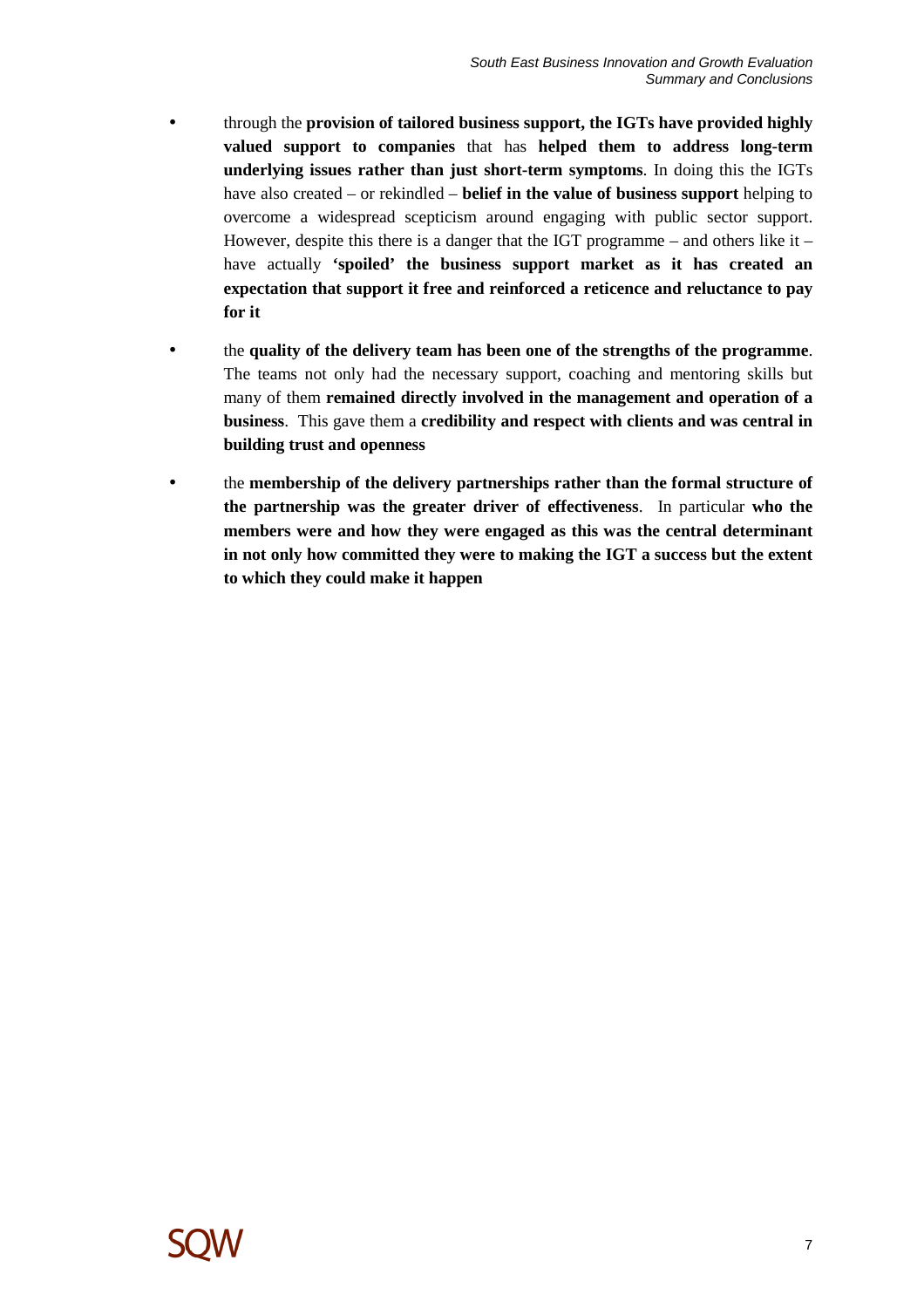- through the **provision of tailored business support, the IGTs have provided highly valued support to companies** that has **helped them to address long-term underlying issues rather than just short-term symptoms**. In doing this the IGTs have also created – or rekindled – **belief in the value of business support** helping to overcome a widespread scepticism around engaging with public sector support. However, despite this there is a danger that the IGT programme – and others like it – have actually **'spoiled' the business support market as it has created an expectation that support it free and reinforced a reticence and reluctance to pay for it**

- the **quality of the delivery team has been one of the strengths of the programme**. The teams not only had the necessary support, coaching and mentoring skills but many of them **remained directly involved in the management and operation of a business**. This gave them a **credibility and respect with clients and was central in building trust and openness**

- the **membership of the delivery partnerships rather than the formal structure of the partnership was the greater driver of effectiveness**. In particular **who the members were and how they were engaged as this was the central determinant in not only how committed they were to making the IGT a success but the extent to which they could make it happen**